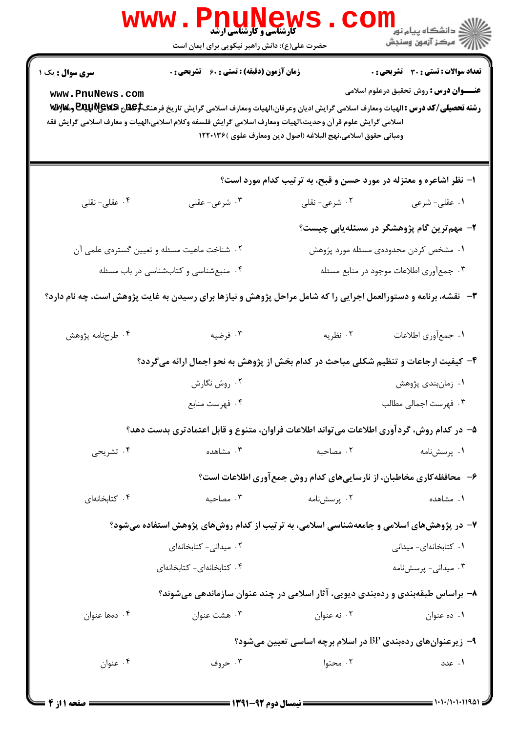**کارشناسی و کارشناسی ارشد**

حضرت علی(ع): دانش راهبر نیکویی برای ایمان است

دانشگاه پیام نور
مرکز آزمون وسنجش

**سری سوال :** یک ۱

**زمان آزمون (دقیقه) : تستی :** ۶۰ **تشریحی :** ۰

**تعداد سوالات : تستی :** ۳۰ **تشریحی :** ۰

**عنـــوان درس :** روش تحقیق درعلوم اسلامی

**رشته تحصیلی/کد درس :** الهیات ومعارف اسلامی گرایش ادیان وعرفان،الهیات ومعارف اسلامی گرایش تاریخ فرهنگ وتمدن اسلامی،الهیات ومعارف اسلامی گرایش علوم قرآن وحدیث،الهیات ومعارف اسلامی گرایش فلسفه وکلام اسلامی،الهیات و معارف اسلامی گرایش فقه ومبانی حقوق اسلامی،نهج البلاغه (اصول دین ومعارف علوی )۱۲۲۰۱۳۶

۱- نظر اشاعره و معتزله در مورد حسن و قبح، به ترتیب کدام مورد است؟

۱. عقلی- شرعی
۲. شرعی- نقلی
۳. شرعی- عقلی
۴. عقلی- نقلی

۲- مهم‌ترین گام پژوهشگر در مسئله‌یابی چیست؟

۱. مشخص کردن محدوده‌ی مسئله مورد پژوهش
۲. شناخت ماهیت مسئله و تعیین گستره‌ی علمی آن
۳. جمع‌آوری اطلاعات موجود در منابع مسئله
۴. منبع‌شناسی و کتاب‌شناسی در باب مسئله

۳- نقشه، برنامه و دستورالعمل اجرایی را که شامل مراحل پژوهش و نیازها برای رسیدن به غایت پژوهش است، چه نام دارد؟

۱. جمع‌آوری اطلاعات
۲. نظریه
۳. فرضیه
۴. طرحنامه پژوهش

۴- کیفیت ارجاعات و تنظیم شکلی مباحث در کدام بخش از پژوهش به نحو اجمال ارائه می‌گردد؟

۱. زمان‌بندی پژوهش
۲. روش نگارش
۳. فهرست اجمالی مطالب
۴. فهرست منابع

۵- در کدام روش، گردآوری اطلاعات می‌تواند اطلاعات فراوان، متنوع و قابل اعتمادتری بدست دهد؟

۱. پرسش‌نامه
۲. مصاحبه
۳. مشاهده
۴. تشریحی

۶- محافظه‌کاری مخاطبان، از نارسایی‌های کدام روش جمع آوری اطلاعات است؟

۱. مشاهده
۲. پرسش‌نامه
۳. مصاحبه
۴. کتابخانه‌ای

۷- در پژوهش‌های اسلامی و جامعه‌شناسی اسلامی، به ترتیب از کدام روش‌های پژوهش استفاده می‌شود؟

۱. کتابخانه‌ای- میدانی
۲. میدانی- کتابخانه‌ای
۳. میدانی- پرسش‌نامه
۴. کتابخانه‌ای- کتابخانه‌ای

۸- براساس طبقه‌بندی و رده‌بندی دیویی، آثار اسلامی در چند عنوان سازماندهی می‌شوند؟

۱. ده عنوان
۲. نه عنوان
۳. هشت عنوان
۴. دهها عنوان

۹- زیرعنوان‌های رده‌بندی BP در اسلام برچه اساسی تعیین می‌شود؟

۱. عدد
۲. محتوا
۳. حروف
۴. عنوان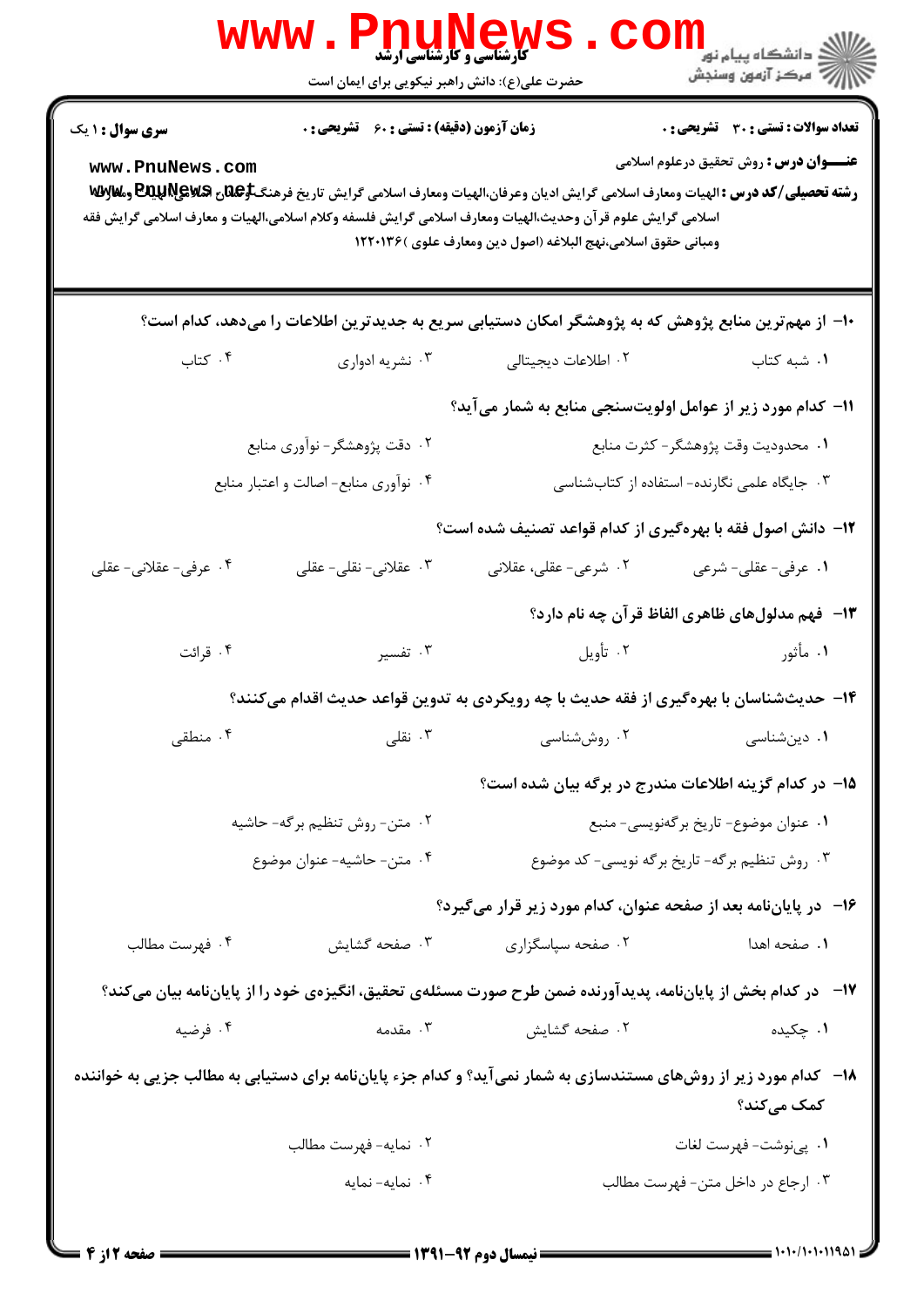**تعداد سوالات : تستی : ۳۰ تشریحی : ۰** | **زمان آزمون (دقیقه) : تستی : ۶۰ تشریحی : ۰** | **سری سوال : ۱ یک**

**عنـــوان درس :** روش تحقیق درعلوم اسلامی

**رشته تحصیلی/کد درس :** الهیات ومعارف اسلامی گرایش ادیان وعرفان،الهیات ومعارف اسلامی گرایش تاریخ فرهنگ وتمدن اسلامی،الهیات ومعارف اسلامی گرایش علوم قرآن وحدیث،الهیات ومعارف اسلامی گرایش فلسفه وکلام اسلامی،الهیات و معارف اسلامی گرایش فقه ومبانی حقوق اسلامی،نهج البلاغه (اصول دین ومعارف علوی )۱۲۲۰۱۳۶

۱۰- از مهم‌ترین منابع پژوهش که به پژوهشگر امکان دستیابی سریع به جدیدترین اطلاعات را می‌دهد، کدام است؟

۱. شبه کتاب
۲. اطلاعات دیجیتالی
۳. نشریه ادواری
۴. کتاب

۱۱- کدام مورد زیر از عوامل اولویت‌سنجی منابع به شمار می‌آید؟

۱. محدودیت وقت پژوهشگر- کثرت منابع
۲. دقت پژوهشگر- نوآوری منابع
۳. جایگاه علمی نگارنده- استفاده از کتاب‌شناسی
۴. نوآوری منابع- اصالت و اعتبار منابع

۱۲- دانش اصول فقه با بهره‌گیری از کدام قواعد تصنیف شده است؟

۱. عرفی- عقلی- شرعی
۲. شرعی- عقلی، عقلانی
۳. عقلانی- نقلی- عقلی
۴. عرفی- عقلانی- عقلی

۱۳- فهم مدلول‌های ظاهری الفاظ قرآن چه نام دارد؟

۱. مأثور
۲. تأویل
۳. تفسیر
۴. قرائت

۱۴- حدیث‌شناسان با بهره‌گیری از فقه حدیث با چه رویکردی به تدوین قواعد حدیث اقدام می‌کنند؟

۱. دین‌شناسی
۲. روش‌شناسی
۳. نقلی
۴. منطقی

۱۵- در کدام گزینه اطلاعات مندرج در برگه بیان شده است؟

۱. عنوان موضوع- تاریخ برگه‌نویسی- منبع
۲. متن- روش تنظیم برگه- حاشیه
۳. روش تنظیم برگه- تاریخ برگه نویسی- کد موضوع
۴. متن- حاشیه- عنوان موضوع

۱۶- در پایان‌نامه بعد از صفحه عنوان، کدام مورد زیر قرار می‌گیرد؟

۱. صفحه اهدا
۲. صفحه سپاسگزاری
۳. صفحه گشایش
۴. فهرست مطالب

۱۷- در کدام بخش از پایان‌نامه، پدیدآورنده ضمن طرح صورت مسئله‌ی تحقیق، انگیزه‌ی خود را از پایان‌نامه بیان می‌کند؟

۱. چکیده
۲. صفحه گشایش
۳. مقدمه
۴. فرضیه

۱۸- کدام مورد زیر از روش‌های مستندسازی به شمار نمی‌آید؟ و کدام جزء پایان‌نامه برای دستیابی به مطالب جزیی به خواننده کمک می‌کند؟

۱. پی‌نوشت- فهرست لغات
۲. نمایه- فهرست مطالب
۳. ارجاع در داخل متن- فهرست مطالب
۴. نمایه- نمایه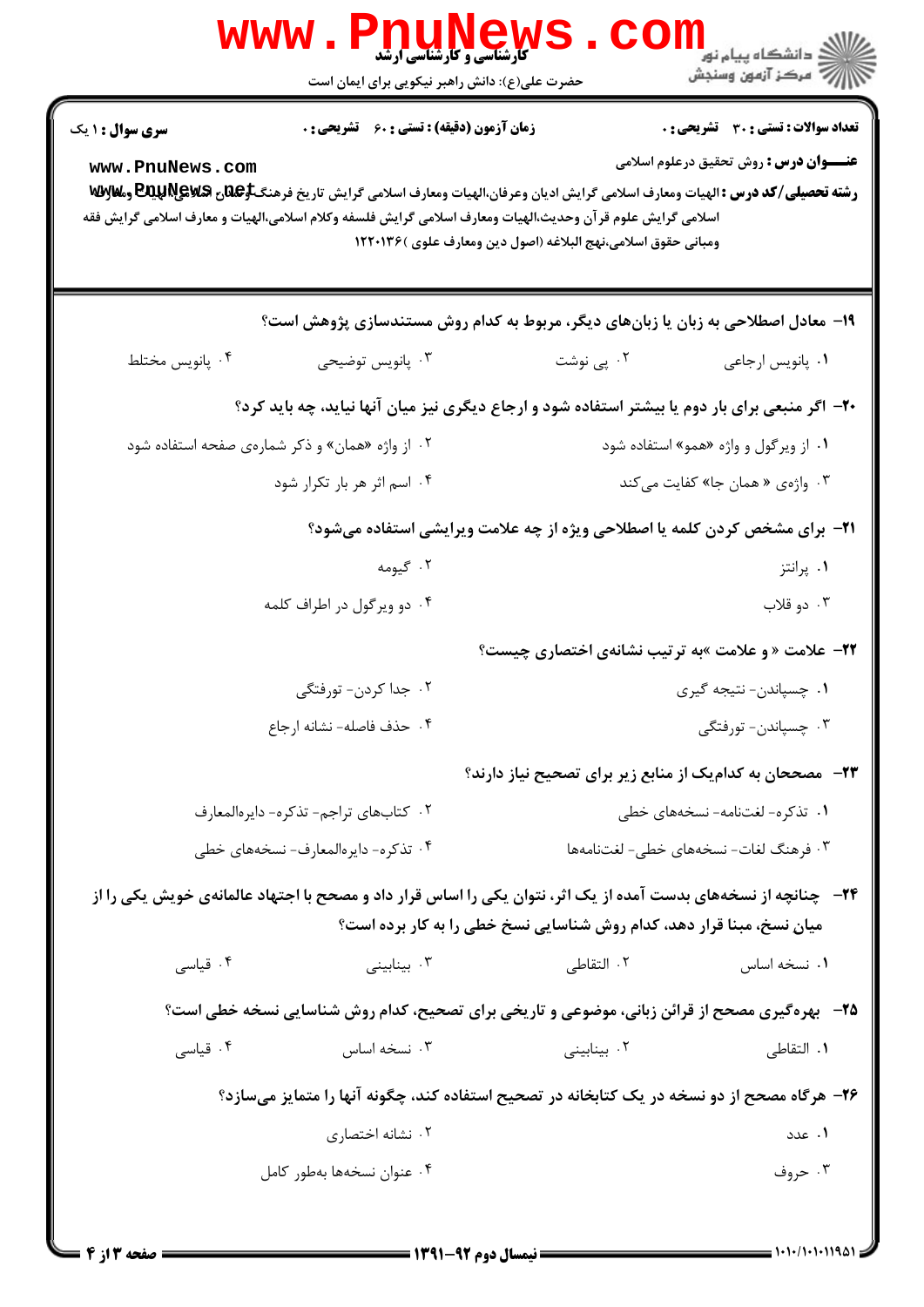**تعداد سوالات : تستی : ۳۰ تشریحی : ۰** | **زمان آزمون (دقیقه) : تستی : ۶۰ تشریحی : ۰** | **سری سوال : ۱ یک**

**عنـــوان درس :** روش تحقیق درعلوم اسلامی

**رشته تحصیلی/کد درس :** الهیات ومعارف اسلامی گرایش ادیان وعرفان،الهیات ومعارف اسلامی گرایش تاریخ فرهنگ وتمدن اسلامی،الهیات ومعارف اسلامی گرایش علوم قرآن وحدیث،الهیات ومعارف اسلامی گرایش فلسفه وکلام اسلامی،الهیات و معارف اسلامی گرایش فقه ومبانی حقوق اسلامی،نهج البلاغه (اصول دین ومعارف علوی )۱۲۲۰۱۳۶

۱۹- معادل اصطلاحی به زبان یا زبان‌های دیگر، مربوط به کدام روش مستندسازی پژوهش است؟

۱. پانویس ارجاعی
۲. پی نوشت
۳. پانویس توضیحی
۴. پانویس مختلط

۲۰- اگر منبعی برای بار دوم یا بیشتر استفاده شود و ارجاع دیگری نیز میان آنها نیاید، چه باید کرد؟

۱. از ویرگول و واژه «همو» استفاده شود
۲. از واژه «همان» و ذکر شماره‌ی صفحه استفاده شود
۳. واژه‌ی « همان جا» کفایت می‌کند
۴. اسم اثر هر بار تکرار شود

۲۱- برای مشخص کردن کلمه یا اصطلاحی ویژه از چه علامت ویرایشی استفاده می‌شود؟

۱. پرانتز
۲. گیومه
۳. دو قلاب
۴. دو ویرگول در اطراف کلمه

۲۲- علامت « و علامت »به ترتیب نشانه‌ی اختصاری چیست؟

۱. چسپاندن- نتیجه گیری
۲. جدا کردن- تورفتگی
۳. چسپاندن- تورفتگی
۴. حذف فاصله- نشانه ارجاع

۲۳- مصححان به کدام‌یک از منابع زیر برای تصحیح نیاز دارند؟

۱. تذکره- لغتنامه- نسخه‌های خطی
۲. کتاب‌های تراجم- تذکره- دایره‌المعارف
۳. فرهنگ لغات- نسخه‌های خطی- لغتنامه‌ها
۴. تذکره- دایره‌المعارف- نسخه‌های خطی

۲۴- چنانچه از نسخه‌های بدست آمده از یک اثر، نتوان یکی را اساس قرار داد و مصحح با اجتهاد عالمانه‌ی خویش یکی را از میان نسخ، مبنا قرار دهد، کدام روش شناسایی نسخ خطی را به کار برده است؟

۱. نسخه اساس
۲. التقاطی
۳. بینابینی
۴. قیاسی

۲۵- بهره‌گیری مصحح از قرائن زبانی، موضوعی و تاریخی برای تصحیح، کدام روش شناسایی نسخه خطی است؟

۱. التقاطی
۲. بینابینی
۳. نسخه اساس
۴. قیاسی

۲۶- هرگاه مصحح از دو نسخه در یک کتابخانه در تصحیح استفاده کند، چگونه آنها را متمایز می‌سازد؟

۱. عدد
۲. نشانه اختصاری
۳. حروف
۴. عنوان نسخه‌ها به‌طور کامل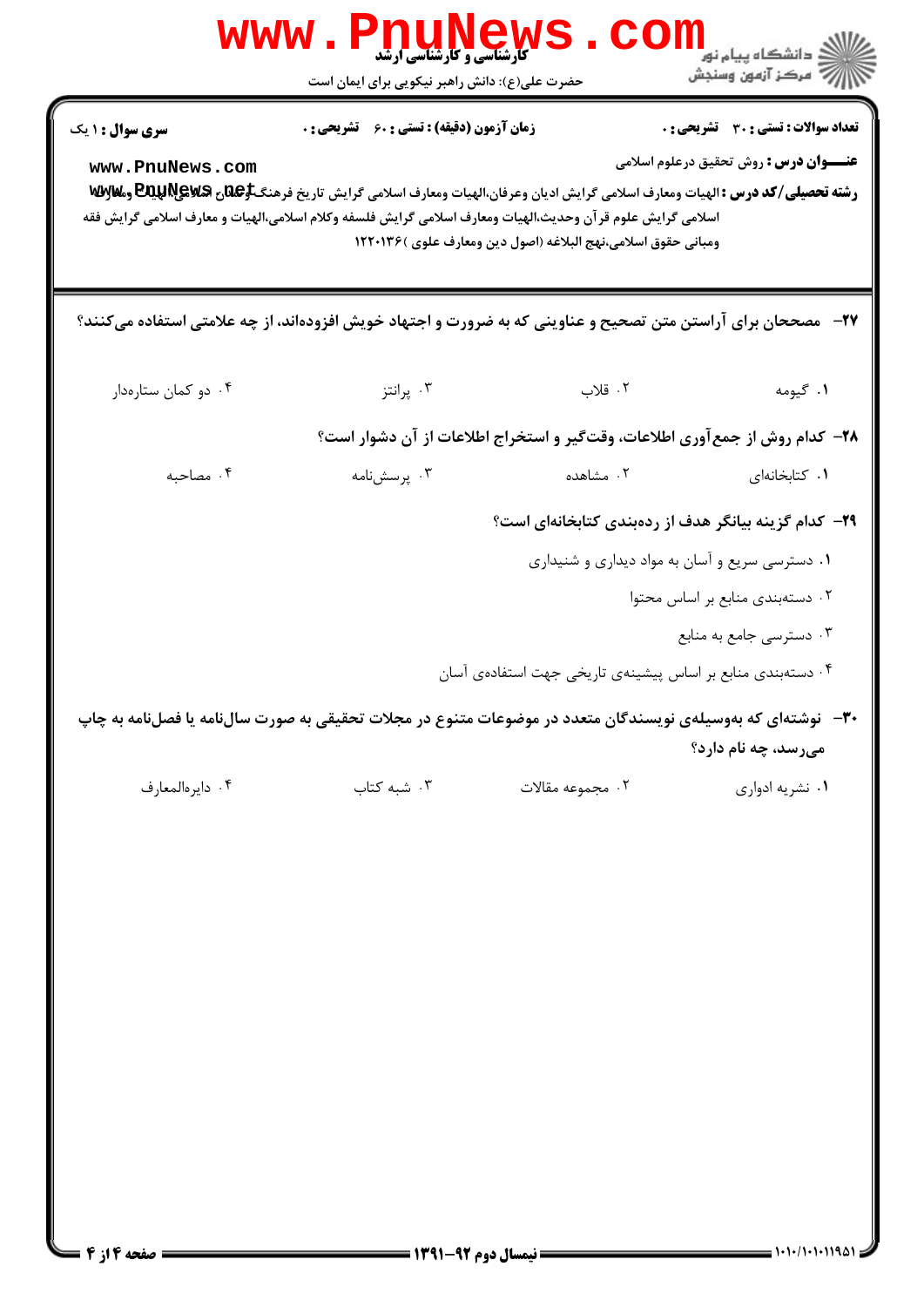**تعداد سوالات : تستی : ۳۰ تشریحی : ۰** | **زمان آزمون (دقیقه) : تستی : ۶۰ تشریحی : ۰** | **سری سوال : ۱ یک**

**عنـــوان درس :** روش تحقیق درعلوم اسلامی

**رشته تحصیلی/کد درس :** الهیات ومعارف اسلامی گرایش ادیان وعرفان،الهیات ومعارف اسلامی گرایش تاریخ فرهنگ وتمدن اسلامی،الهیات ومعارف اسلامی گرایش علوم قرآن وحدیث،الهیات ومعارف اسلامی گرایش فلسفه وکلام اسلامی،الهیات و معارف اسلامی گرایش فقه ومبانی حقوق اسلامی،نهج البلاغه (اصول دین ومعارف علوی )۱۲۲۰۱۳۶

**۲۷- مصححان برای آراستن متن تصحیح و عناوینی که به ضرورت و اجتهاد خویش افزوده‌اند، از چه علامتی استفاده می‌کنند؟**

۱. گیومه

۲. قلاب

۳. پرانتز

۴. دو کمان ستاره‌دار

**۲۸- کدام روش از جمع‌آوری اطلاعات، وقت‌گیر و استخراج اطلاعات از آن دشوار است؟**

۱. کتابخانه‌ای

۲. مشاهده

۳. پرسش‌نامه

۴. مصاحبه

**۲۹- کدام گزینه بیانگر هدف از رده‌بندی کتابخانه‌ای است؟**

۱. دسترسی سریع و آسان به مواد دیداری و شنیداری

۲. دسته‌بندی منابع بر اساس محتوا

۳. دسترسی جامع به منابع

۴. دسته‌بندی منابع بر اساس پیشینه‌ی تاریخی جهت استفاده‌ی آسان

**۳۰- نوشته‌ای که به‌وسیله‌ی نویسندگان متعدد در موضوعات متنوع در مجلات تحقیقی به صورت سال‌نامه یا فصل‌نامه به چاپ می‌رسد، چه نام دارد؟**

۱. نشریه ادواری

۲. مجموعه مقالات

۳. شبه کتاب

۴. دایره‌المعارف